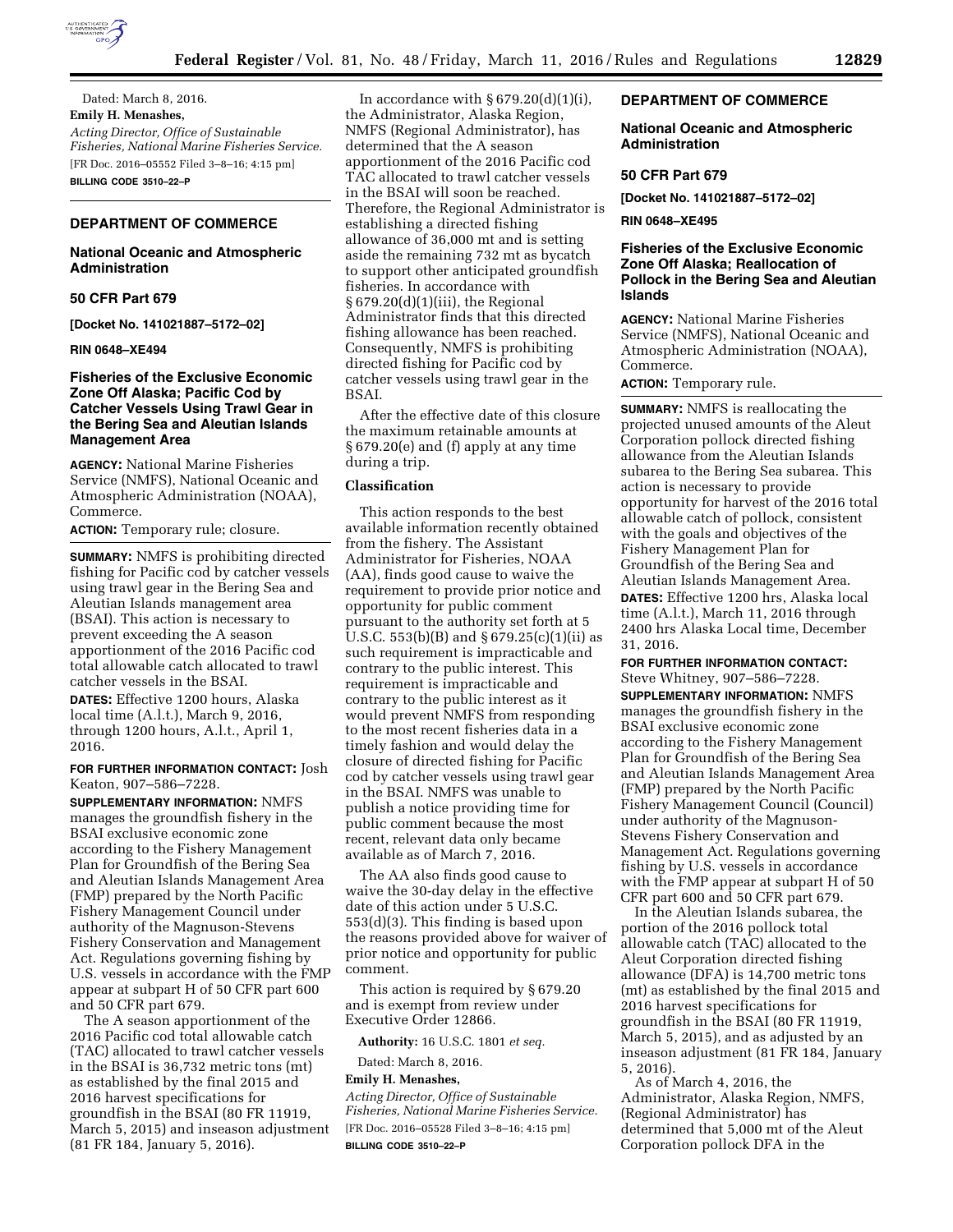Dated: March 8, 2016.

**Emily H. Menashes,**

*Acting Director, Office of Sustainable Fisheries, National Marine Fisheries Service.*

[FR Doc. 2016–05552 Filed 3–8–16; 4:15 pm]

**BILLING CODE 3510–22–P**

---

## DEPARTMENT OF COMMERCE

### National Oceanic and Atmospheric Administration

### 50 CFR Part 679

**[Docket No. 141021887–5172–02]**

**RIN 0648–XE494**

### Fisheries of the Exclusive Economic Zone Off Alaska; Pacific Cod by Catcher Vessels Using Trawl Gear in the Bering Sea and Aleutian Islands Management Area

**AGENCY:** National Marine Fisheries Service (NMFS), National Oceanic and Atmospheric Administration (NOAA), Commerce.

**ACTION:** Temporary rule; closure.

**SUMMARY:** NMFS is prohibiting directed fishing for Pacific cod by catcher vessels using trawl gear in the Bering Sea and Aleutian Islands management area (BSAI). This action is necessary to prevent exceeding the A season apportionment of the 2016 Pacific cod total allowable catch allocated to trawl catcher vessels in the BSAI.

**DATES:** Effective 1200 hours, Alaska local time (A.l.t.), March 9, 2016, through 1200 hours, A.l.t., April 1, 2016.

**FOR FURTHER INFORMATION CONTACT:** Josh Keaton, 907–586–7228.

**SUPPLEMENTARY INFORMATION:** NMFS manages the groundfish fishery in the BSAI exclusive economic zone according to the Fishery Management Plan for Groundfish of the Bering Sea and Aleutian Islands Management Area (FMP) prepared by the North Pacific Fishery Management Council under authority of the Magnuson-Stevens Fishery Conservation and Management Act. Regulations governing fishing by U.S. vessels in accordance with the FMP appear at subpart H of 50 CFR part 600 and 50 CFR part 679.

The A season apportionment of the 2016 Pacific cod total allowable catch (TAC) allocated to trawl catcher vessels in the BSAI is 36,732 metric tons (mt) as established by the final 2015 and 2016 harvest specifications for groundfish in the BSAI (80 FR 11919, March 5, 2015) and inseason adjustment (81 FR 184, January 5, 2016).

In accordance with § 679.20(d)(1)(i), the Administrator, Alaska Region, NMFS (Regional Administrator), has determined that the A season apportionment of the 2016 Pacific cod TAC allocated to trawl catcher vessels in the BSAI will soon be reached. Therefore, the Regional Administrator is establishing a directed fishing allowance of 36,000 mt and is setting aside the remaining 732 mt as bycatch to support other anticipated groundfish fisheries. In accordance with § 679.20(d)(1)(iii), the Regional Administrator finds that this directed fishing allowance has been reached. Consequently, NMFS is prohibiting directed fishing for Pacific cod by catcher vessels using trawl gear in the BSAI.

After the effective date of this closure the maximum retainable amounts at § 679.20(e) and (f) apply at any time during a trip.

#### Classification

This action responds to the best available information recently obtained from the fishery. The Assistant Administrator for Fisheries, NOAA (AA), finds good cause to waive the requirement to provide prior notice and opportunity for public comment pursuant to the authority set forth at 5 U.S.C. 553(b)(B) and § 679.25(c)(1)(ii) as such requirement is impracticable and contrary to the public interest. This requirement is impracticable and contrary to the public interest as it would prevent NMFS from responding to the most recent fisheries data in a timely fashion and would delay the closure of directed fishing for Pacific cod by catcher vessels using trawl gear in the BSAI. NMFS was unable to publish a notice providing time for public comment because the most recent, relevant data only became available as of March 7, 2016.

The AA also finds good cause to waive the 30-day delay in the effective date of this action under 5 U.S.C. 553(d)(3). This finding is based upon the reasons provided above for waiver of prior notice and opportunity for public comment.

This action is required by § 679.20 and is exempt from review under Executive Order 12866.

**Authority:** 16 U.S.C. 1801 *et seq.*

Dated: March 8, 2016.

**Emily H. Menashes,**

*Acting Director, Office of Sustainable Fisheries, National Marine Fisheries Service.*

[FR Doc. 2016–05528 Filed 3–8–16; 4:15 pm]

**BILLING CODE 3510–22–P**

---

## DEPARTMENT OF COMMERCE

### National Oceanic and Atmospheric Administration

### 50 CFR Part 679

**[Docket No. 141021887–5172–02]**

**RIN 0648–XE495**

### Fisheries of the Exclusive Economic Zone Off Alaska; Reallocation of Pollock in the Bering Sea and Aleutian Islands

**AGENCY:** National Marine Fisheries Service (NMFS), National Oceanic and Atmospheric Administration (NOAA), Commerce.

**ACTION:** Temporary rule.

**SUMMARY:** NMFS is reallocating the projected unused amounts of the Aleut Corporation pollock directed fishing allowance from the Aleutian Islands subarea to the Bering Sea subarea. This action is necessary to provide opportunity for harvest of the 2016 total allowable catch of pollock, consistent with the goals and objectives of the Fishery Management Plan for Groundfish of the Bering Sea and Aleutian Islands Management Area.

**DATES:** Effective 1200 hrs, Alaska local time (A.l.t.), March 11, 2016 through 2400 hrs Alaska Local time, December 31, 2016.

**FOR FURTHER INFORMATION CONTACT:** Steve Whitney, 907–586–7228.

**SUPPLEMENTARY INFORMATION:** NMFS manages the groundfish fishery in the BSAI exclusive economic zone according to the Fishery Management Plan for Groundfish of the Bering Sea and Aleutian Islands Management Area (FMP) prepared by the North Pacific Fishery Management Council (Council) under authority of the Magnuson-Stevens Fishery Conservation and Management Act. Regulations governing fishing by U.S. vessels in accordance with the FMP appear at subpart H of 50 CFR part 600 and 50 CFR part 679.

In the Aleutian Islands subarea, the portion of the 2016 pollock total allowable catch (TAC) allocated to the Aleut Corporation directed fishing allowance (DFA) is 14,700 metric tons (mt) as established by the final 2015 and 2016 harvest specifications for groundfish in the BSAI (80 FR 11919, March 5, 2015), and as adjusted by an inseason adjustment (81 FR 184, January 5, 2016).

As of March 4, 2016, the Administrator, Alaska Region, NMFS, (Regional Administrator) has determined that 5,000 mt of the Aleut Corporation pollock DFA in the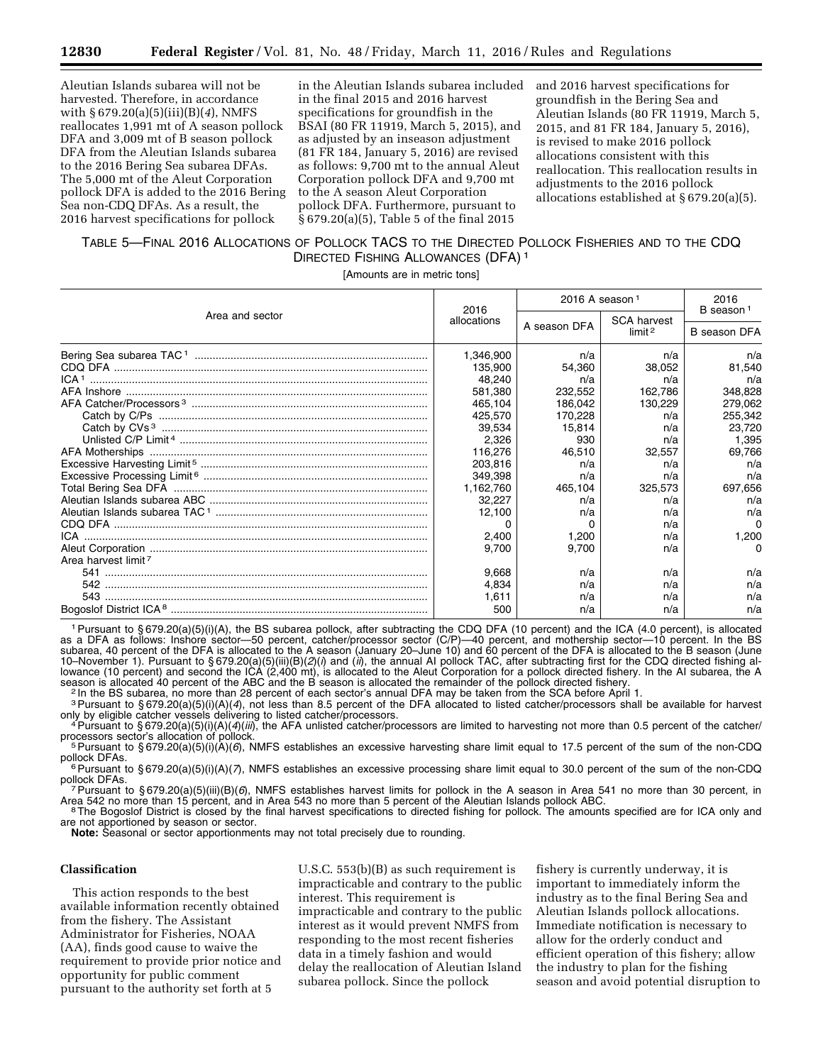Aleutian Islands subarea will not be harvested. Therefore, in accordance with § 679.20(a)(5)(iii)(B)(*4*), NMFS reallocates 1,991 mt of A season pollock DFA and 3,009 mt of B season pollock DFA from the Aleutian Islands subarea to the 2016 Bering Sea subarea DFAs. The 5,000 mt of the Aleut Corporation pollock DFA is added to the 2016 Bering Sea non-CDQ DFAs. As a result, the 2016 harvest specifications for pollock in the Aleutian Islands subarea included in the final 2015 and 2016 harvest specifications for groundfish in the BSAI (80 FR 11919, March 5, 2015), and as adjusted by an inseason adjustment (81 FR 184, January 5, 2016) are revised as follows: 9,700 mt to the annual Aleut Corporation pollock DFA and 9,700 mt to the A season Aleut Corporation pollock DFA. Furthermore, pursuant to § 679.20(a)(5), Table 5 of the final 2015 and 2016 harvest specifications for groundfish in the Bering Sea and Aleutian Islands (80 FR 11919, March 5, 2015, and 81 FR 184, January 5, 2016), is revised to make 2016 pollock allocations consistent with this reallocation. This reallocation results in adjustments to the 2016 pollock allocations established at § 679.20(a)(5).

TABLE 5—FINAL 2016 ALLOCATIONS OF POLLOCK TACS TO THE DIRECTED POLLOCK FISHERIES AND TO THE CDQ DIRECTED FISHING ALLOWANCES (DFA) [1]

[Amounts are in metric tons]

| Area and sector | 2016 allocations | 2016 A season [1] | | 2016 B season [1] |
|---|---|---|---|---|
| | | A season DFA | SCA harvest limit [2] | B season DFA |
| Bering Sea subarea TAC [1] | 1,346,900 | n/a | n/a | n/a |
| CDQ DFA | 135,900 | 54,360 | 38,052 | 81,540 |
| ICA [1] | 48,240 | n/a | n/a | n/a |
| AFA Inshore | 581,380 | 232,552 | 162,786 | 348,828 |
| AFA Catcher/Processors [3] | 465,104 | 186,042 | 130,229 | 279,062 |
| Catch by C/Ps | 425,570 | 170,228 | n/a | 255,342 |
| Catch by CVs [3] | 39,534 | 15,814 | n/a | 23,720 |
| Unlisted C/P Limit [4] | 2,326 | 930 | n/a | 1,395 |
| AFA Motherships | 116,276 | 46,510 | 32,557 | 69,766 |
| Excessive Harvesting Limit [5] | 203,816 | n/a | n/a | n/a |
| Excessive Processing Limit [6] | 349,398 | n/a | n/a | n/a |
| Total Bering Sea DFA | 1,162,760 | 465,104 | 325,573 | 697,656 |
| Aleutian Islands subarea ABC | 32,227 | n/a | n/a | n/a |
| Aleutian Islands subarea TAC [1] | 12,100 | n/a | n/a | n/a |
| CDQ DFA | 0 | 0 | n/a | 0 |
| ICA | 2,400 | 1,200 | n/a | 1,200 |
| Aleut Corporation | 9,700 | 9,700 | n/a | 0 |
| Area harvest limit [7] | | | | |
| 541 | 9,668 | n/a | n/a | n/a |
| 542 | 4,834 | n/a | n/a | n/a |
| 543 | 1,611 | n/a | n/a | n/a |
| Bogoslof District ICA [8] | 500 | n/a | n/a | n/a |

[1] Pursuant to § 679.20(a)(5)(i)(A), the BS subarea pollock, after subtracting the CDQ DFA (10 percent) and the ICA (4.0 percent), is allocated as a DFA as follows: Inshore sector—50 percent, catcher/processor sector (C/P)—40 percent, and mothership sector—10 percent. In the BS subarea, 40 percent of the DFA is allocated to the A season (January 20–June 10) and 60 percent of the DFA is allocated to the B season (June 10–November 1). Pursuant to § 679.20(a)(5)(iii)(B)(*2*)(*i*) and (*ii*), the annual AI pollock TAC, after subtracting first for the CDQ directed fishing allowance (10 percent) and second the ICA (2,400 mt), is allocated to the Aleut Corporation for a pollock directed fishery. In the AI subarea, the A season is allocated 40 percent of the ABC and the B season is allocated the remainder of the pollock directed fishery.

[2] In the BS subarea, no more than 28 percent of each sector's annual DFA may be taken from the SCA before April 1.

[3] Pursuant to § 679.20(a)(5)(i)(A)(*4*), not less than 8.5 percent of the DFA allocated to listed catcher/processors shall be available for harvest only by eligible catcher vessels delivering to listed catcher/processors.

[4] Pursuant to § 679.20(a)(5)(i)(A)(*4*)(*iii*), the AFA unlisted catcher/processors are limited to harvesting not more than 0.5 percent of the catcher/processors sector's allocation of pollock.

[5] Pursuant to § 679.20(a)(5)(i)(A)(*6*), NMFS establishes an excessive harvesting share limit equal to 17.5 percent of the sum of the non-CDQ pollock DFAs.

[6] Pursuant to § 679.20(a)(5)(i)(A)(*7*), NMFS establishes an excessive processing share limit equal to 30.0 percent of the sum of the non-CDQ pollock DFAs.

[7] Pursuant to § 679.20(a)(5)(iii)(B)(*6*), NMFS establishes harvest limits for pollock in the A season in Area 541 no more than 30 percent, in Area 542 no more than 15 percent, and in Area 543 no more than 5 percent of the Aleutian Islands pollock ABC.

[8] The Bogoslof District is closed by the final harvest specifications to directed fishing for pollock. The amounts specified are for ICA only and are not apportioned by season or sector.

**Note:** Seasonal or sector apportionments may not total precisely due to rounding.

### Classification

This action responds to the best available information recently obtained from the fishery. The Assistant Administrator for Fisheries, NOAA (AA), finds good cause to waive the requirement to provide prior notice and opportunity for public comment pursuant to the authority set forth at 5 U.S.C. 553(b)(B) as such requirement is impracticable and contrary to the public interest. This requirement is impracticable and contrary to the public interest as it would prevent NMFS from responding to the most recent fisheries data in a timely fashion and would delay the reallocation of Aleutian Island subarea pollock. Since the pollock fishery is currently underway, it is important to immediately inform the industry as to the final Bering Sea and Aleutian Islands pollock allocations. Immediate notification is necessary to allow for the orderly conduct and efficient operation of this fishery; allow the industry to plan for the fishing season and avoid potential disruption to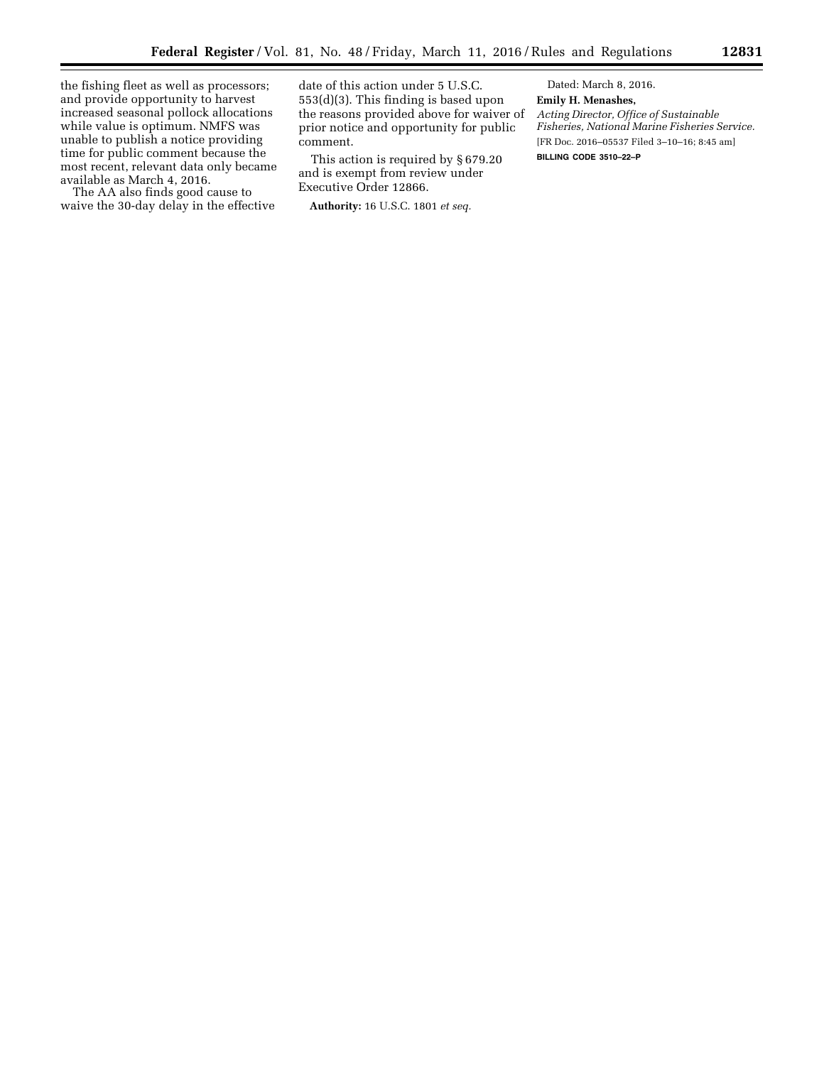the fishing fleet as well as processors; and provide opportunity to harvest increased seasonal pollock allocations while value is optimum. NMFS was unable to publish a notice providing time for public comment because the most recent, relevant data only became available as March 4, 2016.

The AA also finds good cause to waive the 30-day delay in the effective date of this action under 5 U.S.C. 553(d)(3). This finding is based upon the reasons provided above for waiver of prior notice and opportunity for public comment.

This action is required by § 679.20 and is exempt from review under Executive Order 12866.

**Authority:** 16 U.S.C. 1801 *et seq.*

Dated: March 8, 2016.

**Emily H. Menashes,**

*Acting Director, Office of Sustainable Fisheries, National Marine Fisheries Service.*

[FR Doc. 2016–05537 Filed 3–10–16; 8:45 am]

**BILLING CODE 3510–22–P**